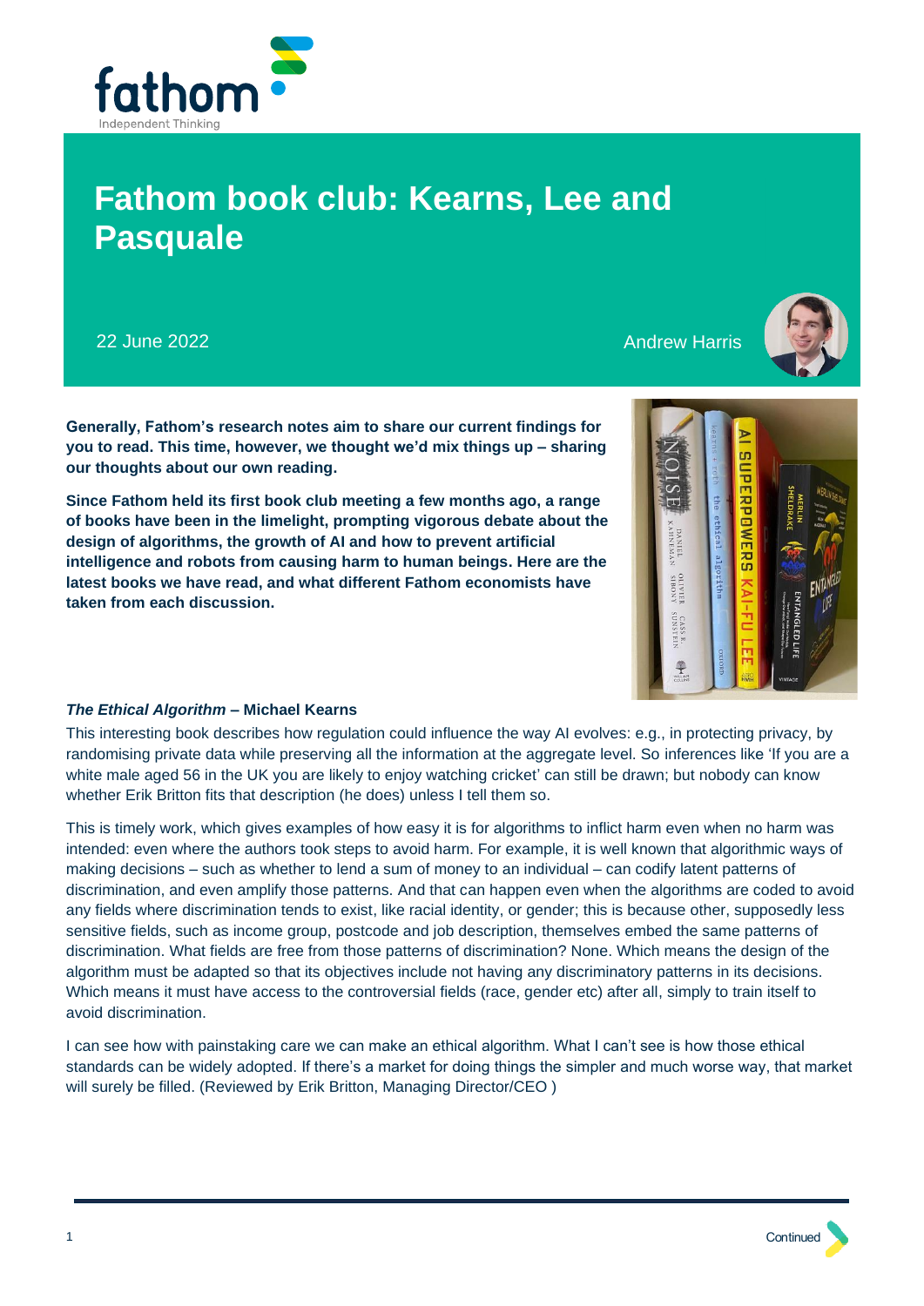# Fathom book club: Kearns, Lee and Pasquale

22 June 2022

Andrew Harris

**Generally, Fathom's research notes aim to share our current findings for you to read. This time, however, we thought we'd mix things up – sharing our thoughts about our own reading.**

**Since Fathom held its first book club meeting a few months ago, a range of books have been in the limelight, prompting vigorous debate about the design of algorithms, the growth of AI and how to prevent artificial intelligence and robots from causing harm to human beings. Here are the latest books we have read, and what different Fathom economists have taken from each discussion.**

***The Ethical Algorithm*** **– Michael Kearns**

This interesting book describes how regulation could influence the way AI evolves: e.g., in protecting privacy, by randomising private data while preserving all the information at the aggregate level. So inferences like 'If you are a white male aged 56 in the UK you are likely to enjoy watching cricket' can still be drawn; but nobody can know whether Erik Britton fits that description (he does) unless I tell them so.

This is timely work, which gives examples of how easy it is for algorithms to inflict harm even when no harm was intended: even where the authors took steps to avoid harm. For example, it is well known that algorithmic ways of making decisions – such as whether to lend a sum of money to an individual – can codify latent patterns of discrimination, and even amplify those patterns. And that can happen even when the algorithms are coded to avoid any fields where discrimination tends to exist, like racial identity, or gender; this is because other, supposedly less sensitive fields, such as income group, postcode and job description, themselves embed the same patterns of discrimination. What fields are free from those patterns of discrimination? None. Which means the design of the algorithm must be adapted so that its objectives include not having any discriminatory patterns in its decisions. Which means it must have access to the controversial fields (race, gender etc) after all, simply to train itself to avoid discrimination.

I can see how with painstaking care we can make an ethical algorithm. What I can't see is how those ethical standards can be widely adopted. If there's a market for doing things the simpler and much worse way, that market will surely be filled. (Reviewed by Erik Britton, Managing Director/CEO )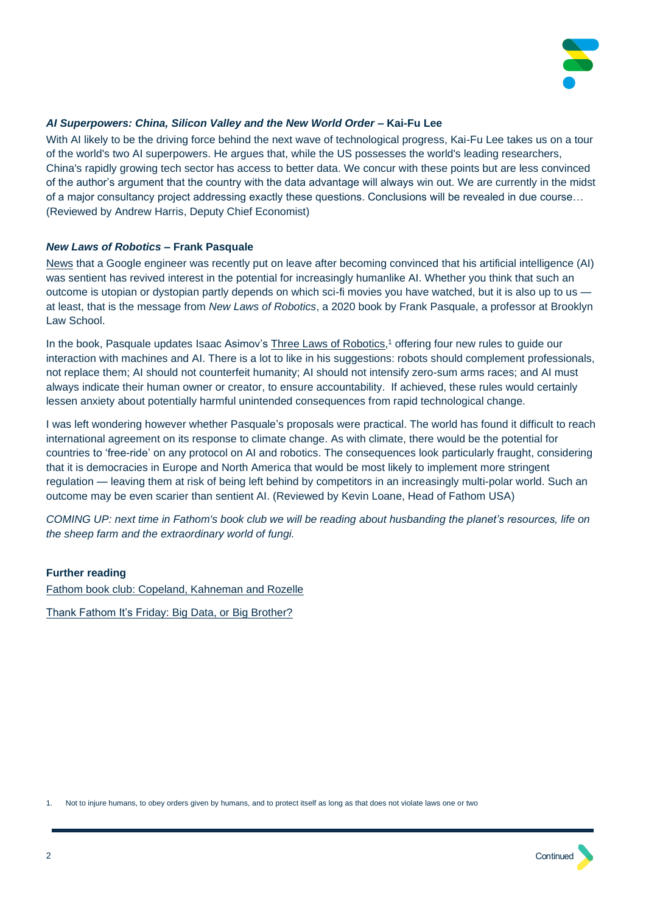### *AI Superpowers: China, Silicon Valley and the New World Order* – Kai-Fu Lee

With AI likely to be the driving force behind the next wave of technological progress, Kai-Fu Lee takes us on a tour of the world's two AI superpowers. He argues that, while the US possesses the world's leading researchers, China's rapidly growing tech sector has access to better data. We concur with these points but are less convinced of the author's argument that the country with the data advantage will always win out. We are currently in the midst of a major consultancy project addressing exactly these questions. Conclusions will be revealed in due course… (Reviewed by Andrew Harris, Deputy Chief Economist)

### *New Laws of Robotics* – Frank Pasquale

News that a Google engineer was recently put on leave after becoming convinced that his artificial intelligence (AI) was sentient has revived interest in the potential for increasingly humanlike AI. Whether you think that such an outcome is utopian or dystopian partly depends on which sci-fi movies you have watched, but it is also up to us — at least, that is the message from *New Laws of Robotics*, a 2020 book by Frank Pasquale, a professor at Brooklyn Law School.

In the book, Pasquale updates Isaac Asimov's Three Laws of Robotics,[1] offering four new rules to guide our interaction with machines and AI. There is a lot to like in his suggestions: robots should complement professionals, not replace them; AI should not counterfeit humanity; AI should not intensify zero-sum arms races; and AI must always indicate their human owner or creator, to ensure accountability. If achieved, these rules would certainly lessen anxiety about potentially harmful unintended consequences from rapid technological change.

I was left wondering however whether Pasquale's proposals were practical. The world has found it difficult to reach international agreement on its response to climate change. As with climate, there would be the potential for countries to 'free-ride' on any protocol on AI and robotics. The consequences look particularly fraught, considering that it is democracies in Europe and North America that would be most likely to implement more stringent regulation — leaving them at risk of being left behind by competitors in an increasingly multi-polar world. Such an outcome may be even scarier than sentient AI. (Reviewed by Kevin Loane, Head of Fathom USA)

*COMING UP: next time in Fathom's book club we will be reading about husbanding the planet's resources, life on the sheep farm and the extraordinary world of fungi.*

**Further reading**

Fathom book club: Copeland, Kahneman and Rozelle

Thank Fathom It's Friday: Big Data, or Big Brother?

1. Not to injure humans, to obey orders given by humans, and to protect itself as long as that does not violate laws one or two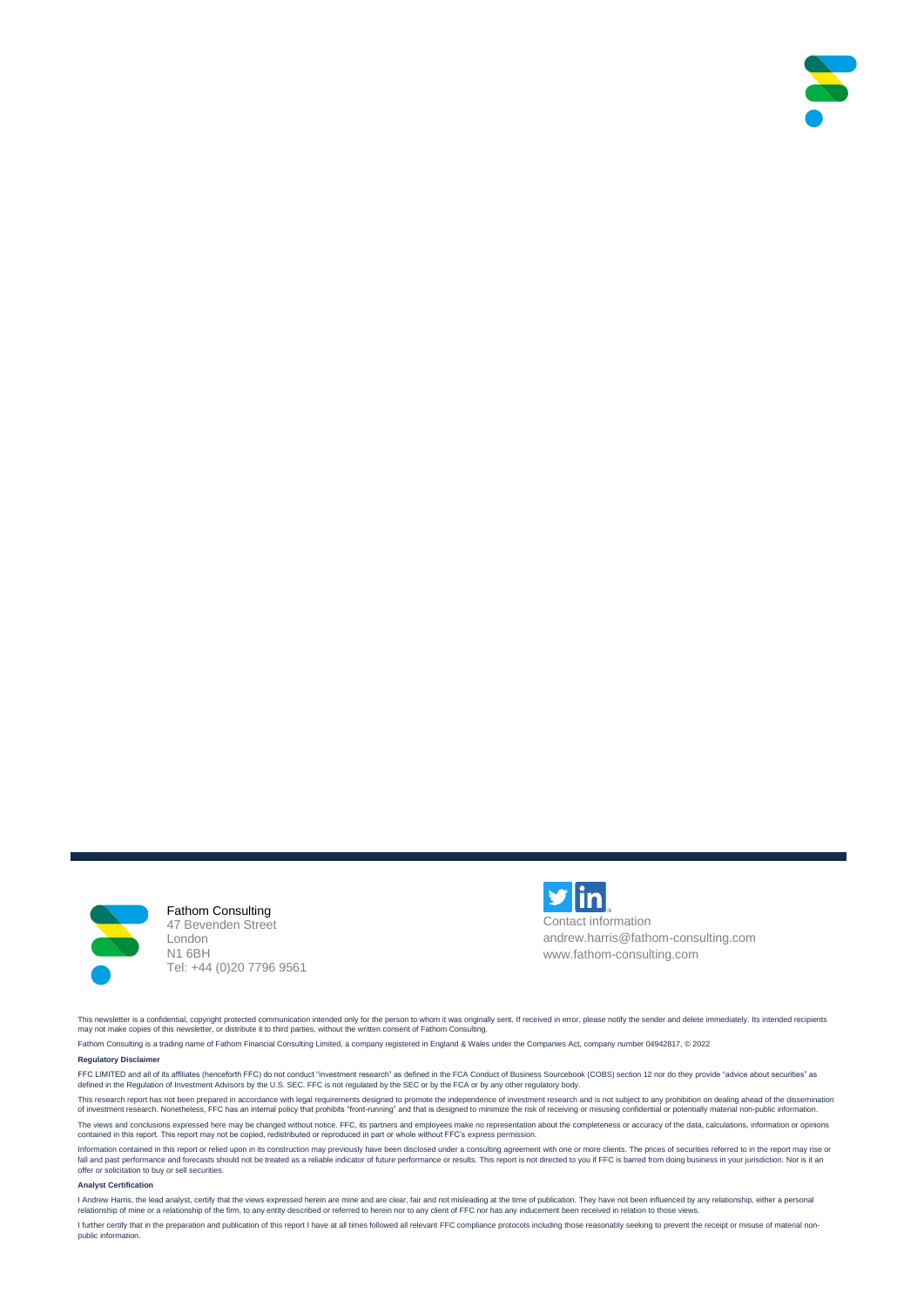Fathom Consulting
47 Bevenden Street
London
N1 6BH
Tel: +44 (0)20 7796 9561

Contact information
andrew.harris@fathom-consulting.com
www.fathom-consulting.com

This newsletter is a confidential, copyright protected communication intended only for the person to whom it was originally sent. If received in error, please notify the sender and delete immediately. Its intended recipients may not make copies of this newsletter, or distribute it to third parties, without the written consent of Fathom Consulting.

Fathom Consulting is a trading name of Fathom Financial Consulting Limited, a company registered in England & Wales under the Companies Act, company number 04942817, © 2022

**Regulatory Disclaimer**

FFC LIMITED and all of its affiliates (henceforth FFC) do not conduct "investment research" as defined in the FCA Conduct of Business Sourcebook (COBS) section 12 nor do they provide "advice about securities" as defined in the Regulation of Investment Advisors by the U.S. SEC. FFC is not regulated by the SEC or by the FCA or by any other regulatory body.

This research report has not been prepared in accordance with legal requirements designed to promote the independence of investment research and is not subject to any prohibition on dealing ahead of the dissemination of investment research. Nonetheless, FFC has an internal policy that prohibits "front-running" and that is designed to minimize the risk of receiving or misusing confidential or potentially material non-public information.

The views and conclusions expressed here may be changed without notice. FFC, its partners and employees make no representation about the completeness or accuracy of the data, calculations, information or opinions contained in this report. This report may not be copied, redistributed or reproduced in part or whole without FFC's express permission.

Information contained in this report or relied upon in its construction may previously have been disclosed under a consulting agreement with one or more clients. The prices of securities referred to in the report may rise or fall and past performance and forecasts should not be treated as a reliable indicator of future performance or results. This report is not directed to you if FFC is barred from doing business in your jurisdiction. Nor is it an offer or solicitation to buy or sell securities.

**Analyst Certification**

I Andrew Harris, the lead analyst, certify that the views expressed herein are mine and are clear, fair and not misleading at the time of publication. They have not been influenced by any relationship, either a personal relationship of mine or a relationship of the firm, to any entity described or referred to herein nor to any client of FFC nor has any inducement been received in relation to those views.

I further certify that in the preparation and publication of this report I have at all times followed all relevant FFC compliance protocols including those reasonably seeking to prevent the receipt or misuse of material non-public information.